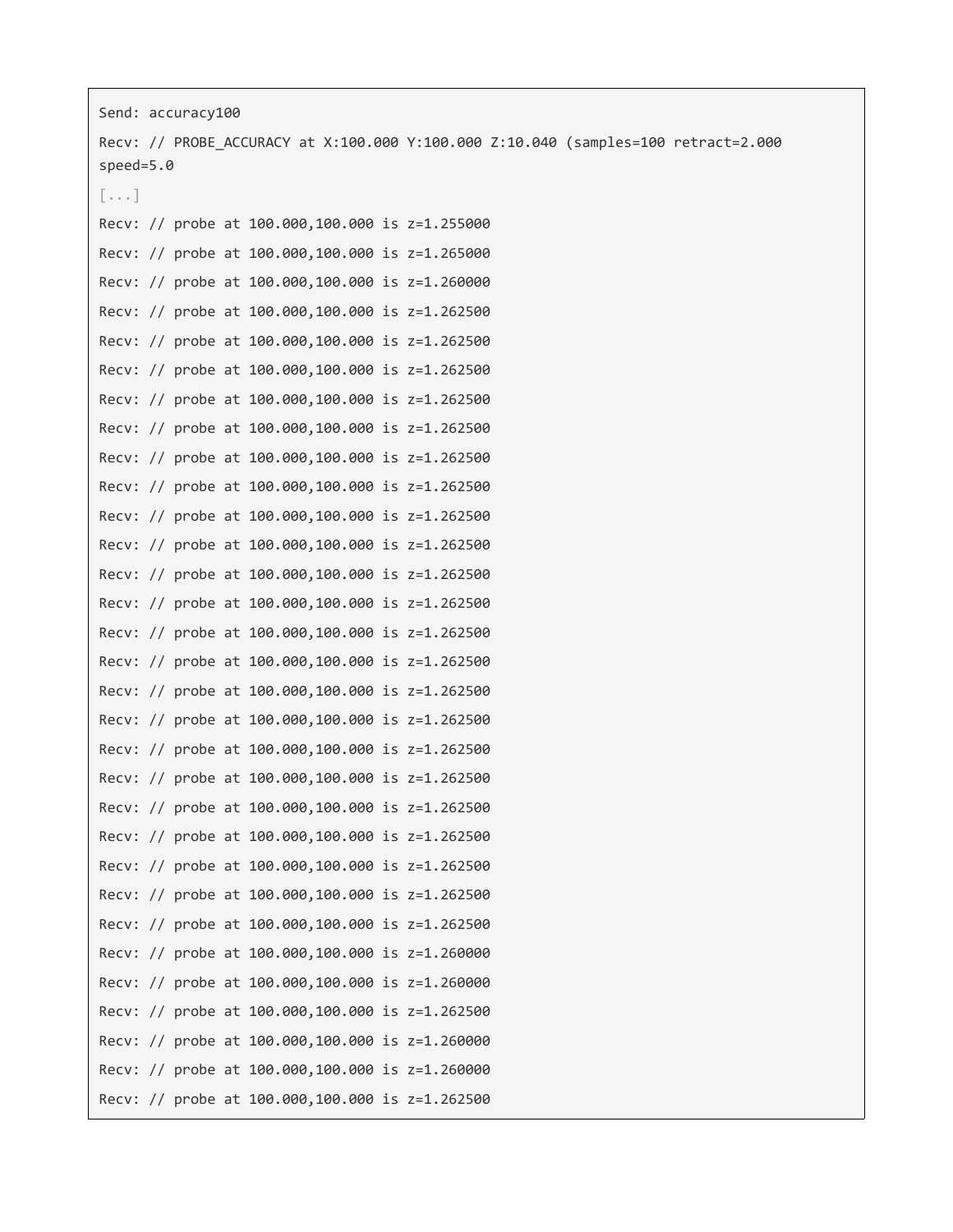```
Send: accuracy100

Recv: // PROBE_ACCURACY at X:100.000 Y:100.000 Z:10.040 (samples=100 retract=2.000 speed=5.0

[...]

Recv: // probe at 100.000,100.000 is z=1.255000

Recv: // probe at 100.000,100.000 is z=1.265000

Recv: // probe at 100.000,100.000 is z=1.260000

Recv: // probe at 100.000,100.000 is z=1.262500

Recv: // probe at 100.000,100.000 is z=1.262500

Recv: // probe at 100.000,100.000 is z=1.262500

Recv: // probe at 100.000,100.000 is z=1.262500

Recv: // probe at 100.000,100.000 is z=1.262500

Recv: // probe at 100.000,100.000 is z=1.262500

Recv: // probe at 100.000,100.000 is z=1.262500

Recv: // probe at 100.000,100.000 is z=1.262500

Recv: // probe at 100.000,100.000 is z=1.262500

Recv: // probe at 100.000,100.000 is z=1.262500

Recv: // probe at 100.000,100.000 is z=1.262500

Recv: // probe at 100.000,100.000 is z=1.262500

Recv: // probe at 100.000,100.000 is z=1.262500

Recv: // probe at 100.000,100.000 is z=1.262500

Recv: // probe at 100.000,100.000 is z=1.262500

Recv: // probe at 100.000,100.000 is z=1.262500

Recv: // probe at 100.000,100.000 is z=1.262500

Recv: // probe at 100.000,100.000 is z=1.262500

Recv: // probe at 100.000,100.000 is z=1.262500

Recv: // probe at 100.000,100.000 is z=1.262500

Recv: // probe at 100.000,100.000 is z=1.262500

Recv: // probe at 100.000,100.000 is z=1.262500

Recv: // probe at 100.000,100.000 is z=1.260000

Recv: // probe at 100.000,100.000 is z=1.260000

Recv: // probe at 100.000,100.000 is z=1.262500

Recv: // probe at 100.000,100.000 is z=1.260000

Recv: // probe at 100.000,100.000 is z=1.260000

Recv: // probe at 100.000,100.000 is z=1.262500
```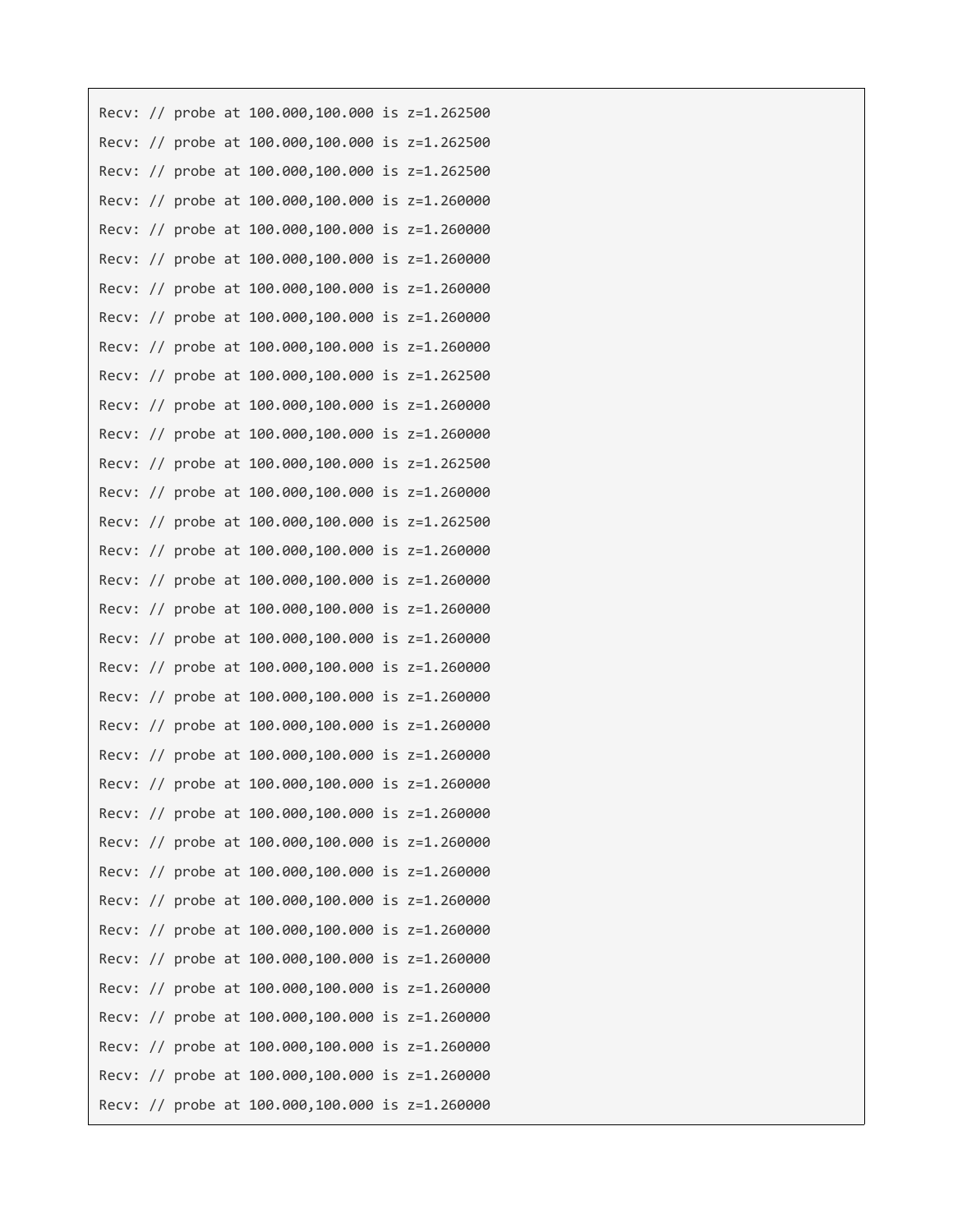```
Recv: // probe at 100.000,100.000 is z=1.262500
Recv: // probe at 100.000,100.000 is z=1.262500
Recv: // probe at 100.000,100.000 is z=1.262500
Recv: // probe at 100.000,100.000 is z=1.260000
Recv: // probe at 100.000,100.000 is z=1.260000
Recv: // probe at 100.000,100.000 is z=1.260000
Recv: // probe at 100.000,100.000 is z=1.260000
Recv: // probe at 100.000,100.000 is z=1.260000
Recv: // probe at 100.000,100.000 is z=1.260000
Recv: // probe at 100.000,100.000 is z=1.262500
Recv: // probe at 100.000,100.000 is z=1.260000
Recv: // probe at 100.000,100.000 is z=1.260000
Recv: // probe at 100.000,100.000 is z=1.262500
Recv: // probe at 100.000,100.000 is z=1.260000
Recv: // probe at 100.000,100.000 is z=1.262500
Recv: // probe at 100.000,100.000 is z=1.260000
Recv: // probe at 100.000,100.000 is z=1.260000
Recv: // probe at 100.000,100.000 is z=1.260000
Recv: // probe at 100.000,100.000 is z=1.260000
Recv: // probe at 100.000,100.000 is z=1.260000
Recv: // probe at 100.000,100.000 is z=1.260000
Recv: // probe at 100.000,100.000 is z=1.260000
Recv: // probe at 100.000,100.000 is z=1.260000
Recv: // probe at 100.000,100.000 is z=1.260000
Recv: // probe at 100.000,100.000 is z=1.260000
Recv: // probe at 100.000,100.000 is z=1.260000
Recv: // probe at 100.000,100.000 is z=1.260000
Recv: // probe at 100.000,100.000 is z=1.260000
Recv: // probe at 100.000,100.000 is z=1.260000
Recv: // probe at 100.000,100.000 is z=1.260000
Recv: // probe at 100.000,100.000 is z=1.260000
Recv: // probe at 100.000,100.000 is z=1.260000
Recv: // probe at 100.000,100.000 is z=1.260000
Recv: // probe at 100.000,100.000 is z=1.260000
Recv: // probe at 100.000,100.000 is z=1.260000
Recv: // probe at 100.000,100.000 is z=1.260000
```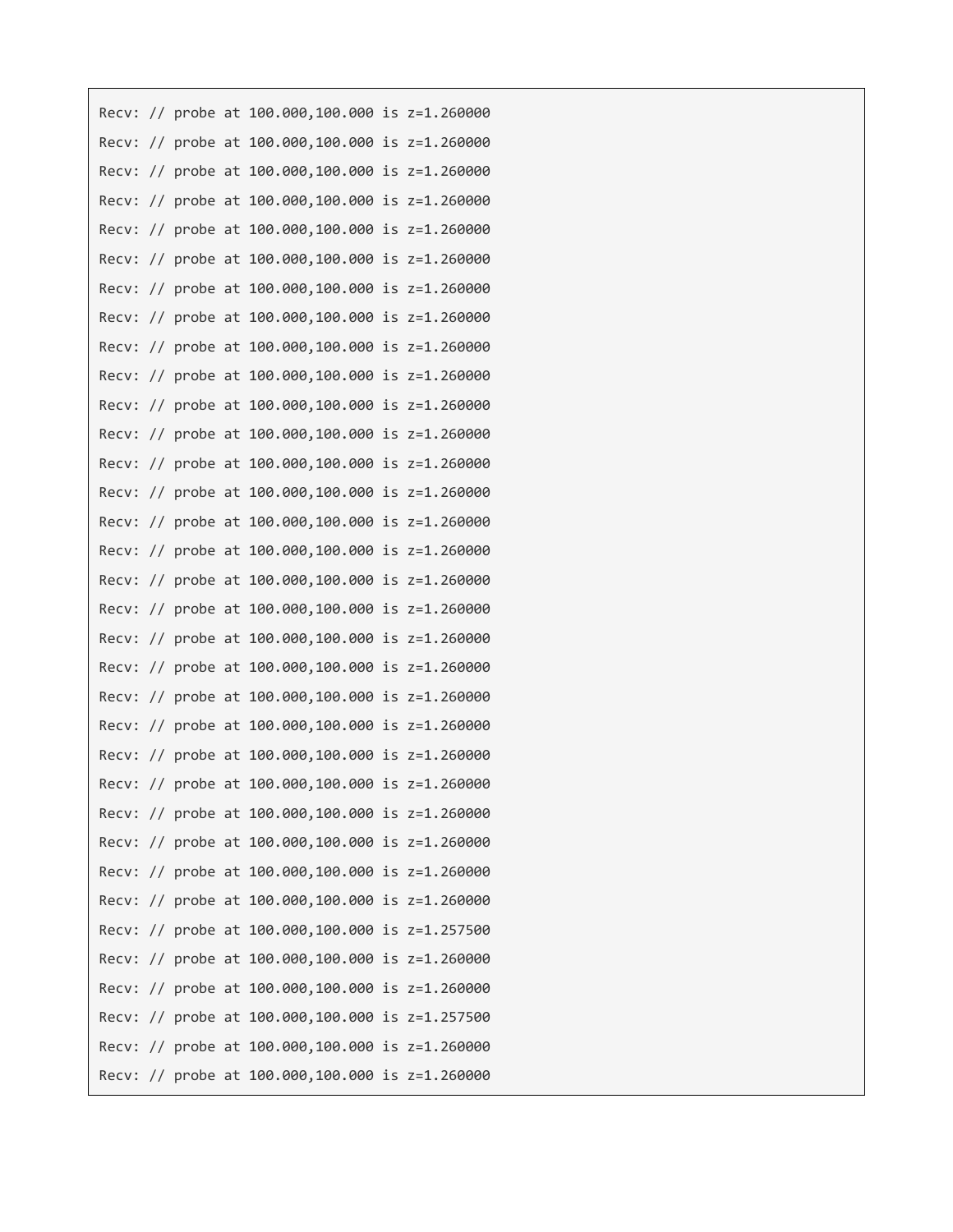```
Recv: // probe at 100.000,100.000 is z=1.260000
Recv: // probe at 100.000,100.000 is z=1.260000
Recv: // probe at 100.000,100.000 is z=1.260000
Recv: // probe at 100.000,100.000 is z=1.260000
Recv: // probe at 100.000,100.000 is z=1.260000
Recv: // probe at 100.000,100.000 is z=1.260000
Recv: // probe at 100.000,100.000 is z=1.260000
Recv: // probe at 100.000,100.000 is z=1.260000
Recv: // probe at 100.000,100.000 is z=1.260000
Recv: // probe at 100.000,100.000 is z=1.260000
Recv: // probe at 100.000,100.000 is z=1.260000
Recv: // probe at 100.000,100.000 is z=1.260000
Recv: // probe at 100.000,100.000 is z=1.260000
Recv: // probe at 100.000,100.000 is z=1.260000
Recv: // probe at 100.000,100.000 is z=1.260000
Recv: // probe at 100.000,100.000 is z=1.260000
Recv: // probe at 100.000,100.000 is z=1.260000
Recv: // probe at 100.000,100.000 is z=1.260000
Recv: // probe at 100.000,100.000 is z=1.260000
Recv: // probe at 100.000,100.000 is z=1.260000
Recv: // probe at 100.000,100.000 is z=1.260000
Recv: // probe at 100.000,100.000 is z=1.260000
Recv: // probe at 100.000,100.000 is z=1.260000
Recv: // probe at 100.000,100.000 is z=1.260000
Recv: // probe at 100.000,100.000 is z=1.260000
Recv: // probe at 100.000,100.000 is z=1.260000
Recv: // probe at 100.000,100.000 is z=1.260000
Recv: // probe at 100.000,100.000 is z=1.260000
Recv: // probe at 100.000,100.000 is z=1.257500
Recv: // probe at 100.000,100.000 is z=1.260000
Recv: // probe at 100.000,100.000 is z=1.260000
Recv: // probe at 100.000,100.000 is z=1.257500
Recv: // probe at 100.000,100.000 is z=1.260000
Recv: // probe at 100.000,100.000 is z=1.260000
```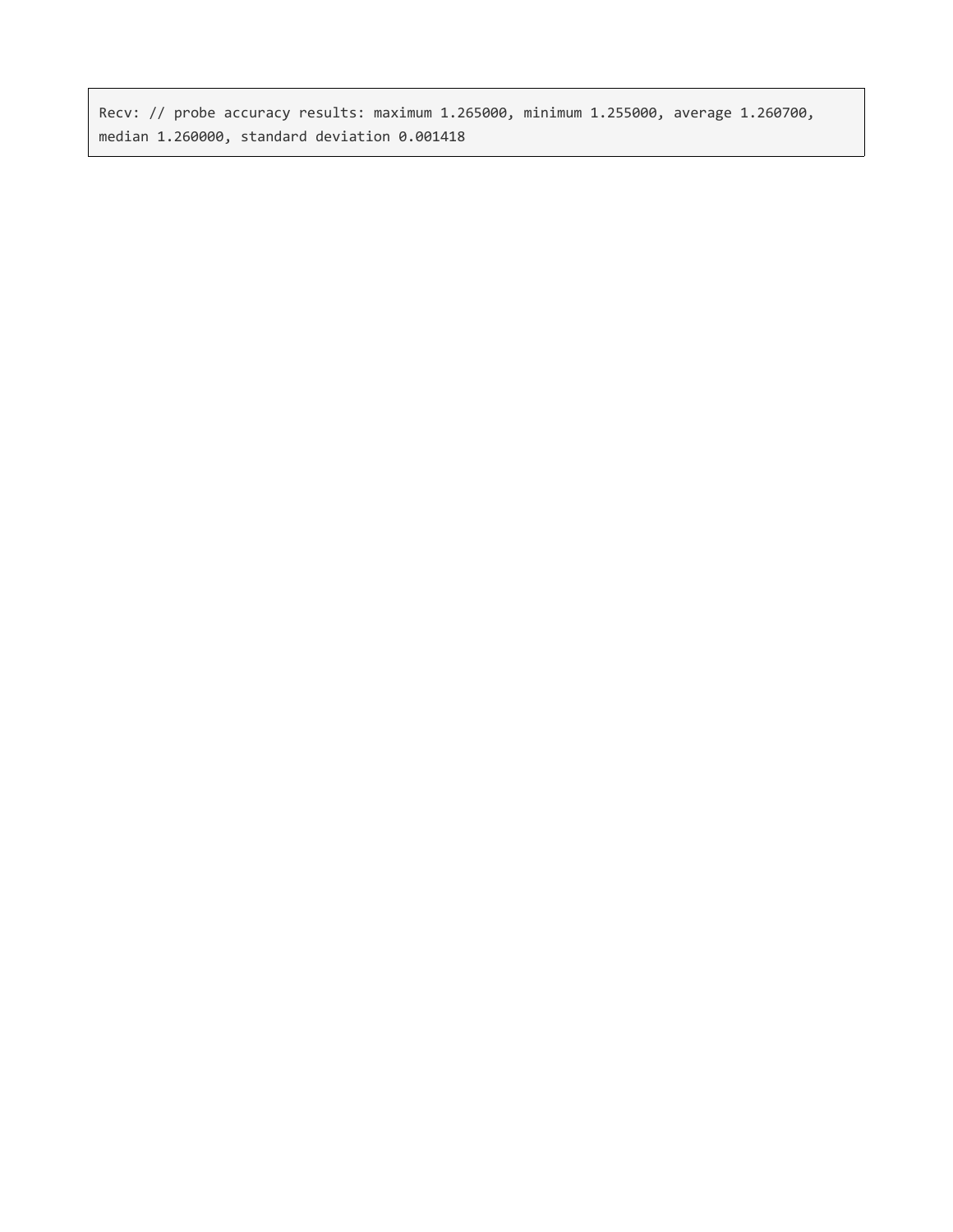```
Recv: // probe accuracy results: maximum 1.265000, minimum 1.255000, average 1.260700,
median 1.260000, standard deviation 0.001418
```